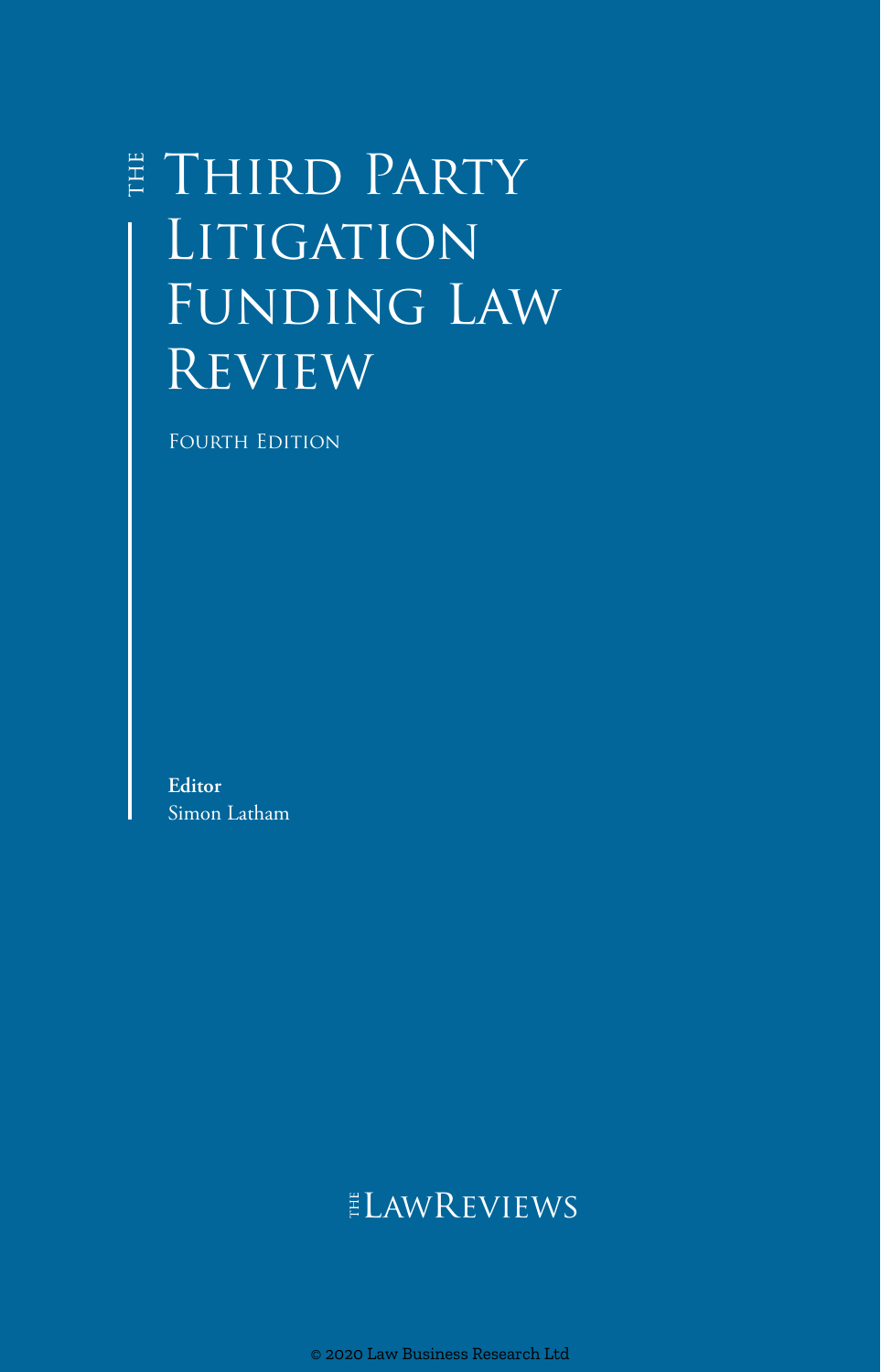# THE Third Party Litigation Funding Law Review

Fourth Edition

**Editor**
Simon Latham

THE LAWREVIEWS

© 2020 Law Business Research Ltd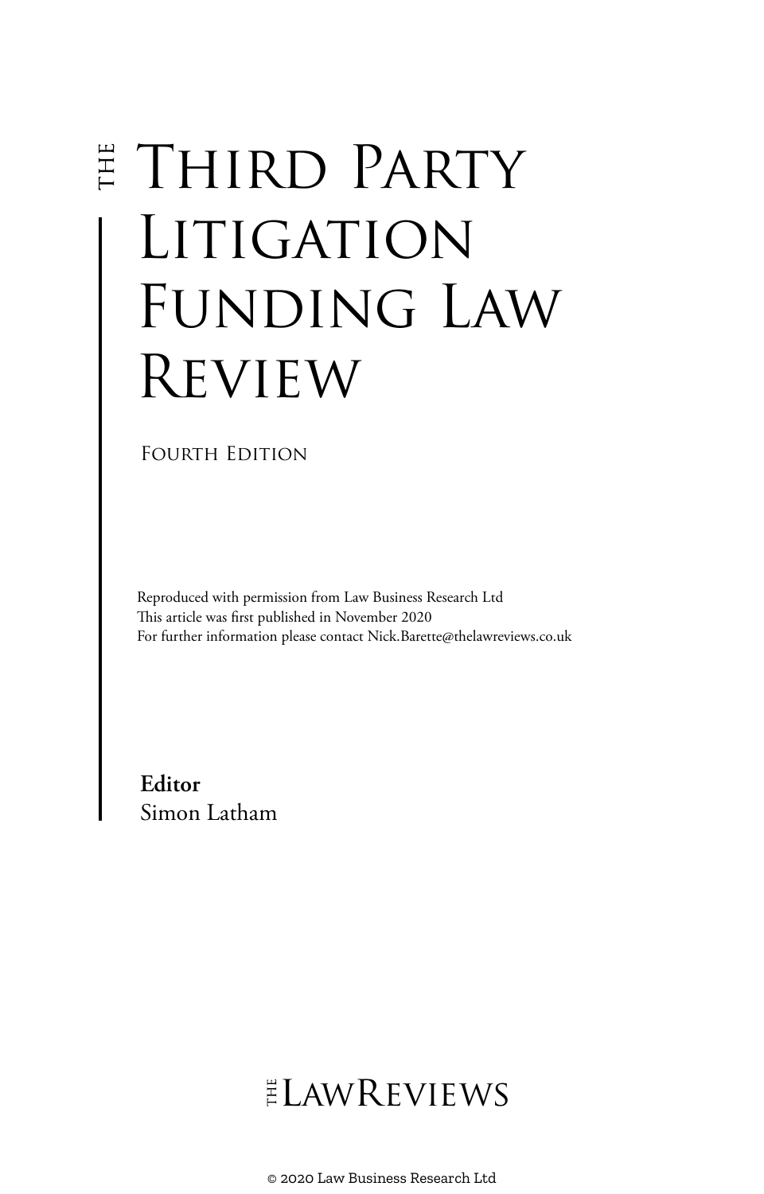# The Third Party Litigation Funding Law Review

Fourth Edition

Reproduced with permission from Law Business Research Ltd
This article was first published in November 2020
For further information please contact Nick.Barette@thelawreviews.co.uk

**Editor**
Simon Latham

The LawReviews

© 2020 Law Business Research Ltd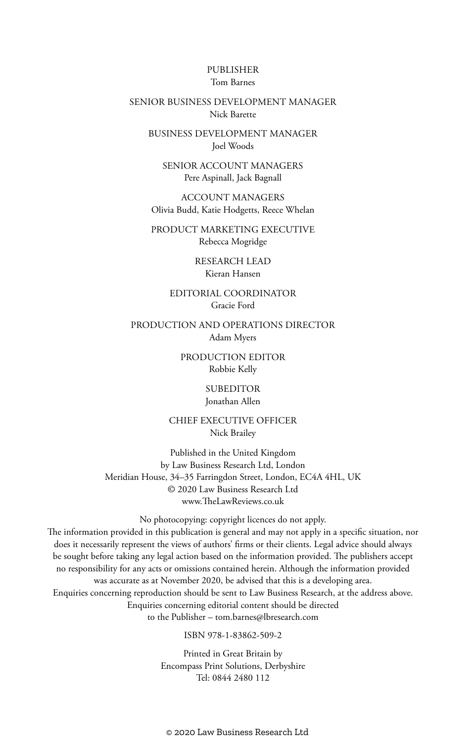PUBLISHER
Tom Barnes

SENIOR BUSINESS DEVELOPMENT MANAGER
Nick Barette

BUSINESS DEVELOPMENT MANAGER
Joel Woods

SENIOR ACCOUNT MANAGERS
Pere Aspinall, Jack Bagnall

ACCOUNT MANAGERS
Olivia Budd, Katie Hodgetts, Reece Whelan

PRODUCT MARKETING EXECUTIVE
Rebecca Mogridge

RESEARCH LEAD
Kieran Hansen

EDITORIAL COORDINATOR
Gracie Ford

PRODUCTION AND OPERATIONS DIRECTOR
Adam Myers

PRODUCTION EDITOR
Robbie Kelly

SUBEDITOR
Jonathan Allen

CHIEF EXECUTIVE OFFICER
Nick Brailey

Published in the United Kingdom
by Law Business Research Ltd, London
Meridian House, 34–35 Farringdon Street, London, EC4A 4HL, UK
© 2020 Law Business Research Ltd
www.TheLawReviews.co.uk

No photocopying: copyright licences do not apply.
The information provided in this publication is general and may not apply in a specific situation, nor does it necessarily represent the views of authors' firms or their clients. Legal advice should always be sought before taking any legal action based on the information provided. The publishers accept no responsibility for any acts or omissions contained herein. Although the information provided was accurate as at November 2020, be advised that this is a developing area.
Enquiries concerning reproduction should be sent to Law Business Research, at the address above.
Enquiries concerning editorial content should be directed to the Publisher – tom.barnes@lbresearch.com

ISBN 978-1-83862-509-2

Printed in Great Britain by
Encompass Print Solutions, Derbyshire
Tel: 0844 2480 112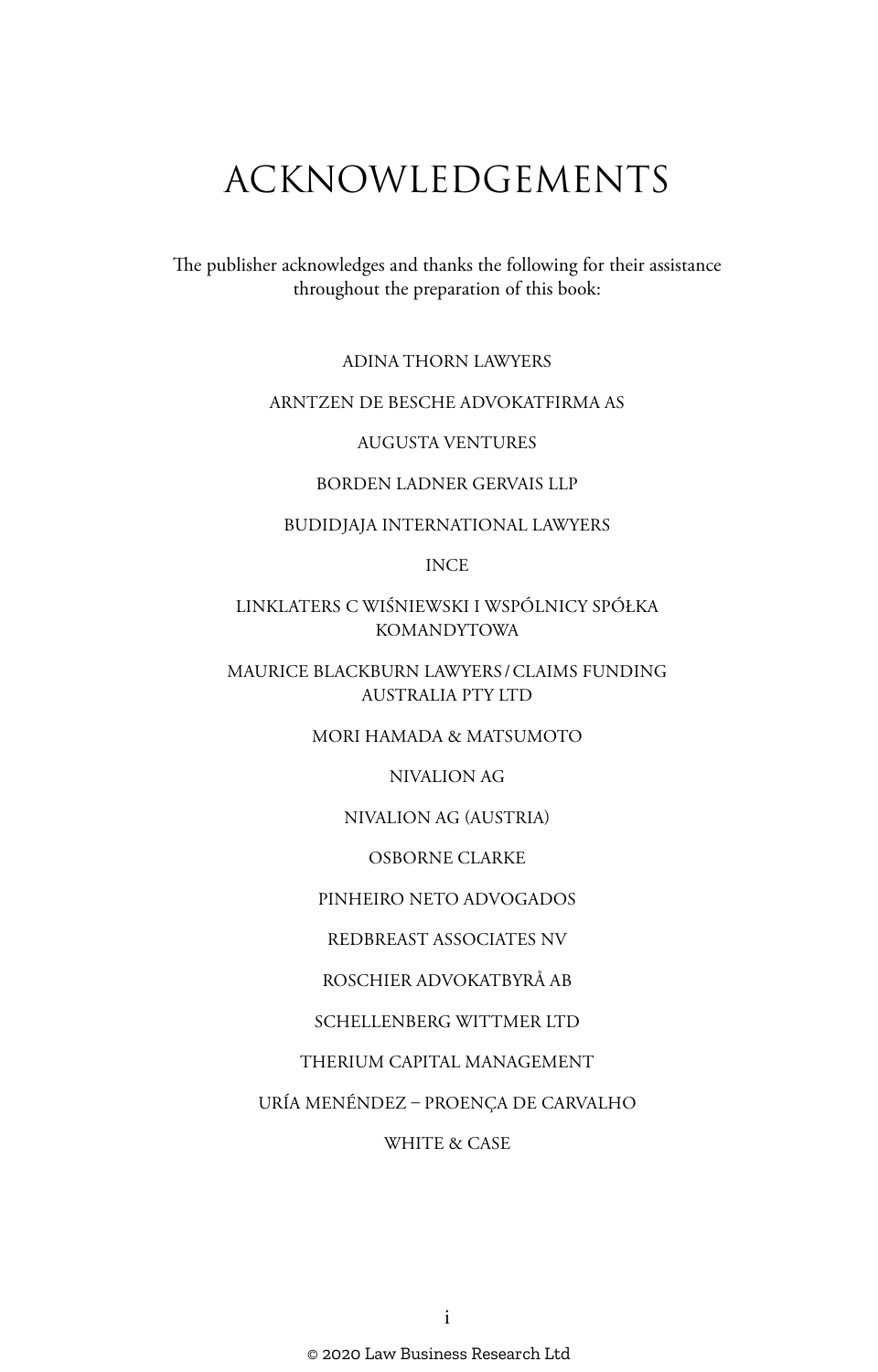# ACKNOWLEDGEMENTS

The publisher acknowledges and thanks the following for their assistance throughout the preparation of this book:

ADINA THORN LAWYERS

ARNTZEN DE BESCHE ADVOKATFIRMA AS

AUGUSTA VENTURES

BORDEN LADNER GERVAIS LLP

BUDIDJAJA INTERNATIONAL LAWYERS

INCE

LINKLATERS C WIŚNIEWSKI I WSPÓLNICY SPÓŁKA KOMANDYTOWA

MAURICE BLACKBURN LAWYERS / CLAIMS FUNDING AUSTRALIA PTY LTD

MORI HAMADA & MATSUMOTO

NIVALION AG

NIVALION AG (AUSTRIA)

OSBORNE CLARKE

PINHEIRO NETO ADVOGADOS

REDBREAST ASSOCIATES NV

ROSCHIER ADVOKATBYRÅ AB

SCHELLENBERG WITTMER LTD

THERIUM CAPITAL MANAGEMENT

URÍA MENÉNDEZ – PROENÇA DE CARVALHO

WHITE & CASE

© 2020 Law Business Research Ltd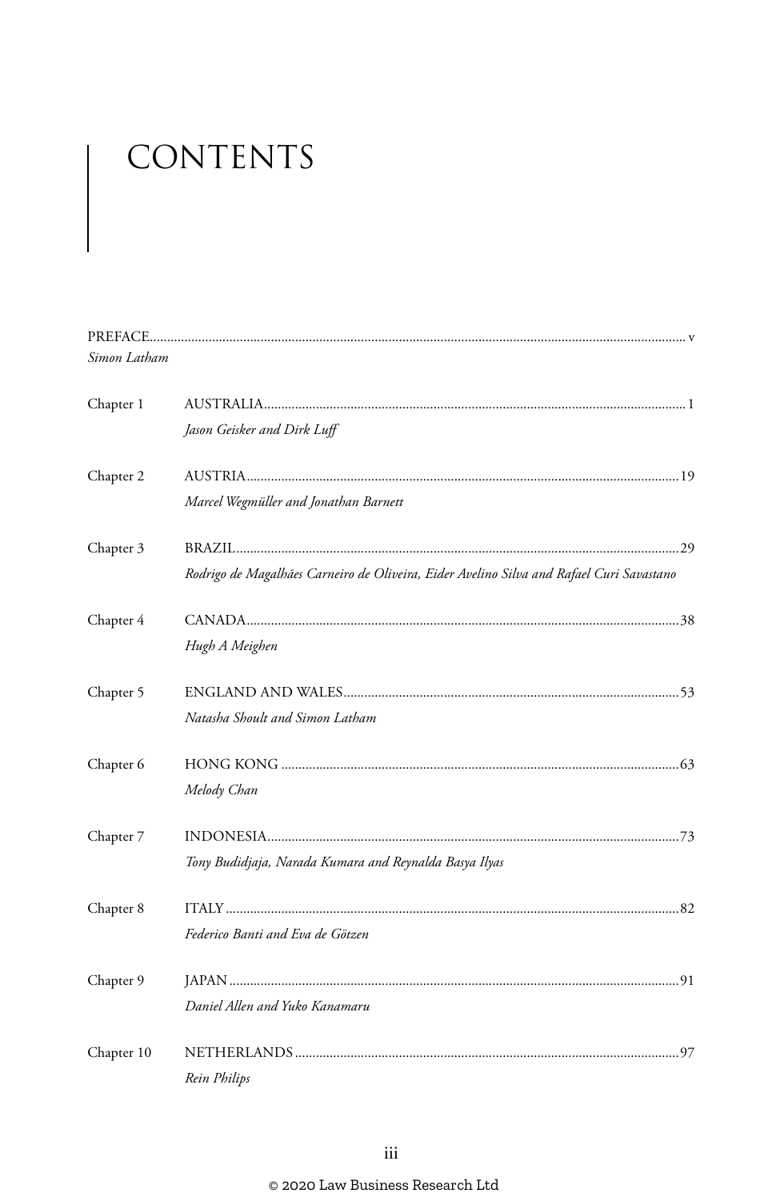# CONTENTS

PREFACE .......... v
*Simon Latham*

Chapter 1 AUSTRALIA .......... 1
*Jason Geisker and Dirk Luff*

Chapter 2 AUSTRIA .......... 19
*Marcel Wegmüller and Jonathan Barnett*

Chapter 3 BRAZIL .......... 29
*Rodrigo de Magalhães Carneiro de Oliveira, Eider Avelino Silva and Rafael Curi Savastano*

Chapter 4 CANADA .......... 38
*Hugh A Meighen*

Chapter 5 ENGLAND AND WALES .......... 53
*Natasha Shoult and Simon Latham*

Chapter 6 HONG KONG .......... 63
*Melody Chan*

Chapter 7 INDONESIA .......... 73
*Tony Budidjaja, Narada Kumara and Reynalda Basya Ilyas*

Chapter 8 ITALY .......... 82
*Federico Banti and Eva de Götzen*

Chapter 9 JAPAN .......... 91
*Daniel Allen and Yuko Kanamaru*

Chapter 10 NETHERLANDS .......... 97
*Rein Philips*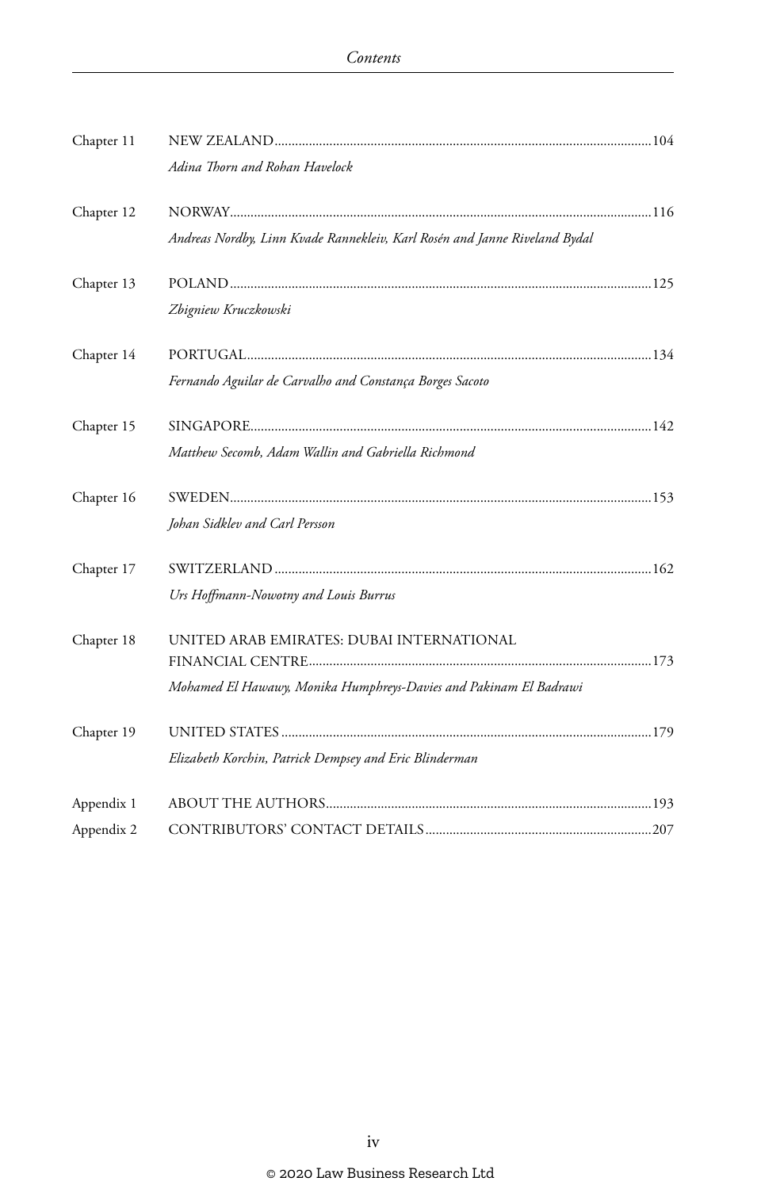Chapter 11 NEW ZEALAND..........104
*Adina Thorn and Rohan Havelock*

Chapter 12 NORWAY..........116
*Andreas Nordby, Linn Kvade Rannekleiv, Karl Rosén and Janne Riveland Bydal*

Chapter 13 POLAND..........125
*Zbigniew Kruczkowski*

Chapter 14 PORTUGAL..........134
*Fernando Aguilar de Carvalho and Constança Borges Sacoto*

Chapter 15 SINGAPORE..........142
*Matthew Secomb, Adam Wallin and Gabriella Richmond*

Chapter 16 SWEDEN..........153
*Johan Sidklev and Carl Persson*

Chapter 17 SWITZERLAND..........162
*Urs Hoffmann-Nowotny and Louis Burrus*

Chapter 18 UNITED ARAB EMIRATES: DUBAI INTERNATIONAL FINANCIAL CENTRE..........173
*Mohamed El Hawawy, Monika Humphreys-Davies and Pakinam El Badrawi*

Chapter 19 UNITED STATES..........179
*Elizabeth Korchin, Patrick Dempsey and Eric Blinderman*

Appendix 1 ABOUT THE AUTHORS..........193

Appendix 2 CONTRIBUTORS' CONTACT DETAILS..........207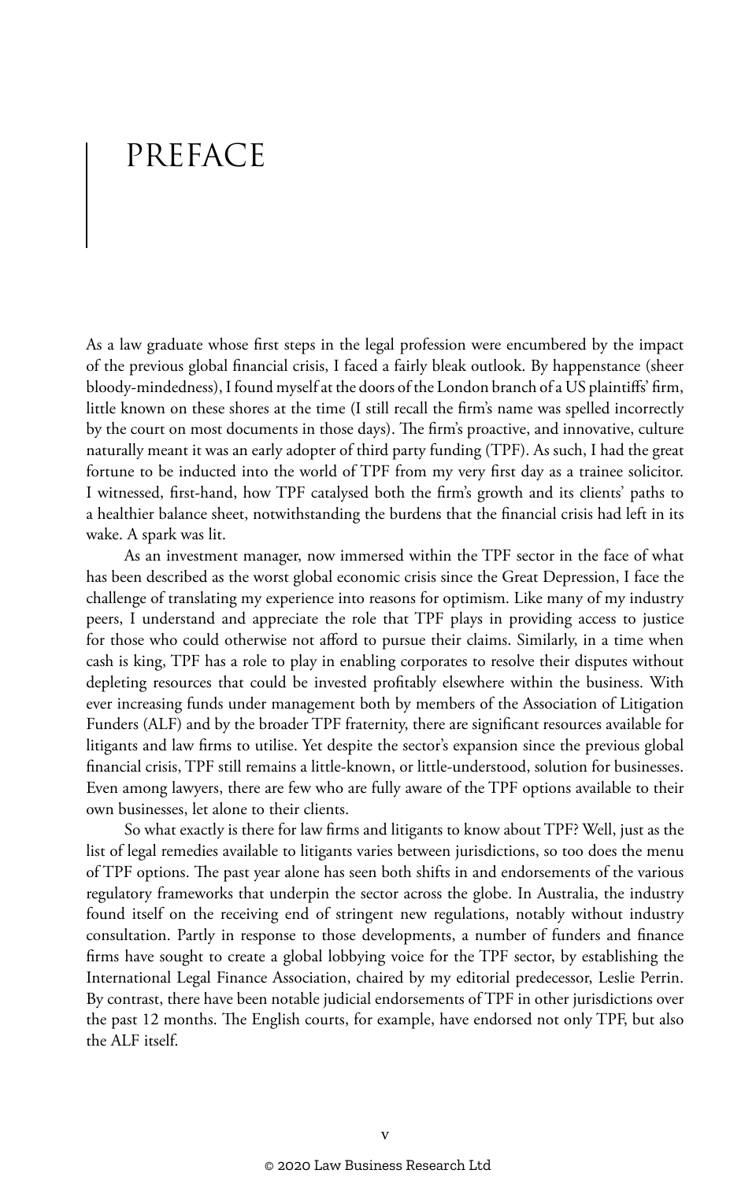# PREFACE

As a law graduate whose first steps in the legal profession were encumbered by the impact of the previous global financial crisis, I faced a fairly bleak outlook. By happenstance (sheer bloody-mindedness), I found myself at the doors of the London branch of a US plaintiffs' firm, little known on these shores at the time (I still recall the firm's name was spelled incorrectly by the court on most documents in those days). The firm's proactive, and innovative, culture naturally meant it was an early adopter of third party funding (TPF). As such, I had the great fortune to be inducted into the world of TPF from my very first day as a trainee solicitor. I witnessed, first-hand, how TPF catalysed both the firm's growth and its clients' paths to a healthier balance sheet, notwithstanding the burdens that the financial crisis had left in its wake. A spark was lit.

As an investment manager, now immersed within the TPF sector in the face of what has been described as the worst global economic crisis since the Great Depression, I face the challenge of translating my experience into reasons for optimism. Like many of my industry peers, I understand and appreciate the role that TPF plays in providing access to justice for those who could otherwise not afford to pursue their claims. Similarly, in a time when cash is king, TPF has a role to play in enabling corporates to resolve their disputes without depleting resources that could be invested profitably elsewhere within the business. With ever increasing funds under management both by members of the Association of Litigation Funders (ALF) and by the broader TPF fraternity, there are significant resources available for litigants and law firms to utilise. Yet despite the sector's expansion since the previous global financial crisis, TPF still remains a little-known, or little-understood, solution for businesses. Even among lawyers, there are few who are fully aware of the TPF options available to their own businesses, let alone to their clients.

So what exactly is there for law firms and litigants to know about TPF? Well, just as the list of legal remedies available to litigants varies between jurisdictions, so too does the menu of TPF options. The past year alone has seen both shifts in and endorsements of the various regulatory frameworks that underpin the sector across the globe. In Australia, the industry found itself on the receiving end of stringent new regulations, notably without industry consultation. Partly in response to those developments, a number of funders and finance firms have sought to create a global lobbying voice for the TPF sector, by establishing the International Legal Finance Association, chaired by my editorial predecessor, Leslie Perrin. By contrast, there have been notable judicial endorsements of TPF in other jurisdictions over the past 12 months. The English courts, for example, have endorsed not only TPF, but also the ALF itself.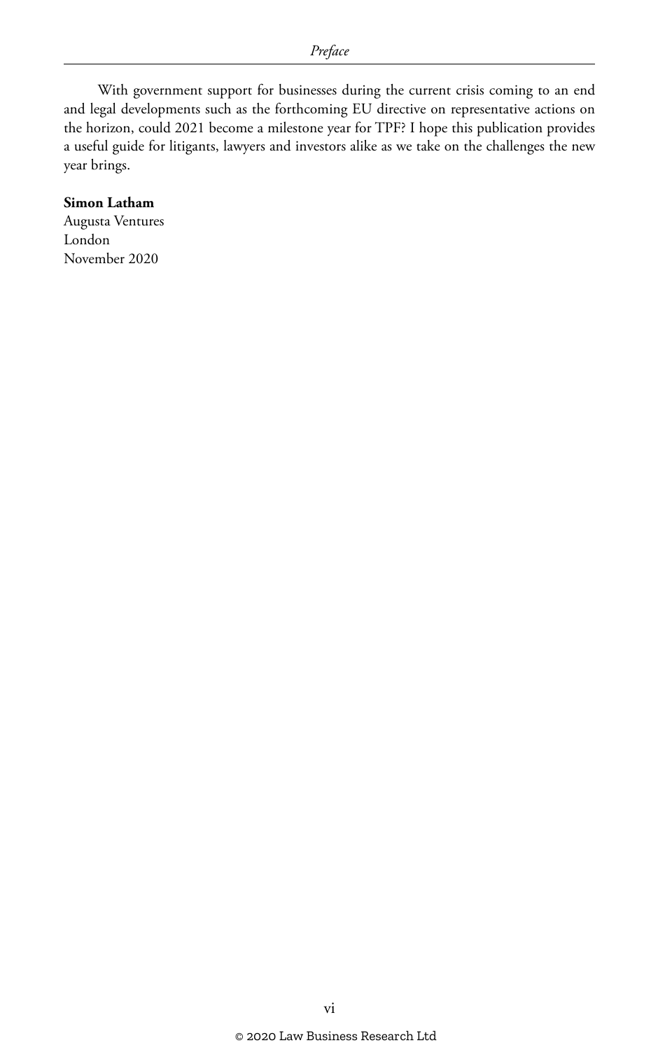With government support for businesses during the current crisis coming to an end and legal developments such as the forthcoming EU directive on representative actions on the horizon, could 2021 become a milestone year for TPF? I hope this publication provides a useful guide for litigants, lawyers and investors alike as we take on the challenges the new year brings.

**Simon Latham**
Augusta Ventures
London
November 2020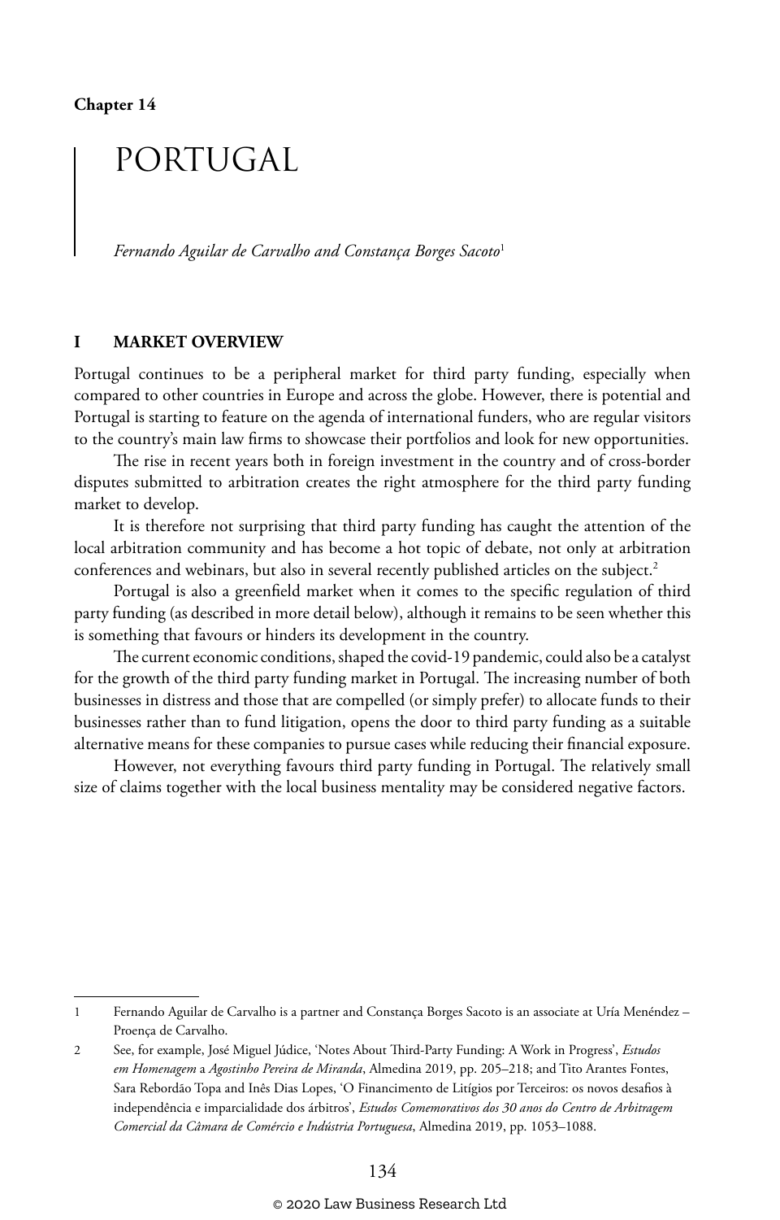**Chapter 14**

# PORTUGAL

*Fernando Aguilar de Carvalho and Constança Borges Sacoto*[1]

## I MARKET OVERVIEW

Portugal continues to be a peripheral market for third party funding, especially when compared to other countries in Europe and across the globe. However, there is potential and Portugal is starting to feature on the agenda of international funders, who are regular visitors to the country's main law firms to showcase their portfolios and look for new opportunities.

The rise in recent years both in foreign investment in the country and of cross-border disputes submitted to arbitration creates the right atmosphere for the third party funding market to develop.

It is therefore not surprising that third party funding has caught the attention of the local arbitration community and has become a hot topic of debate, not only at arbitration conferences and webinars, but also in several recently published articles on the subject.[2]

Portugal is also a greenfield market when it comes to the specific regulation of third party funding (as described in more detail below), although it remains to be seen whether this is something that favours or hinders its development in the country.

The current economic conditions, shaped the covid-19 pandemic, could also be a catalyst for the growth of the third party funding market in Portugal. The increasing number of both businesses in distress and those that are compelled (or simply prefer) to allocate funds to their businesses rather than to fund litigation, opens the door to third party funding as a suitable alternative means for these companies to pursue cases while reducing their financial exposure.

However, not everything favours third party funding in Portugal. The relatively small size of claims together with the local business mentality may be considered negative factors.

---

1 Fernando Aguilar de Carvalho is a partner and Constança Borges Sacoto is an associate at Uría Menéndez – Proença de Carvalho.

2 See, for example, José Miguel Júdice, 'Notes About Third-Party Funding: A Work in Progress', *Estudos em Homenagem* a *Agostinho Pereira de Miranda*, Almedina 2019, pp. 205–218; and Tito Arantes Fontes, Sara Rebordão Topa and Inês Dias Lopes, 'O Financimento de Litígios por Terceiros: os novos desafios à independência e imparcialidade dos árbitros', *Estudos Comemorativos dos 30 anos do Centro de Arbitragem Comercial da Câmara de Comércio e Indústria Portuguesa*, Almedina 2019, pp. 1053–1088.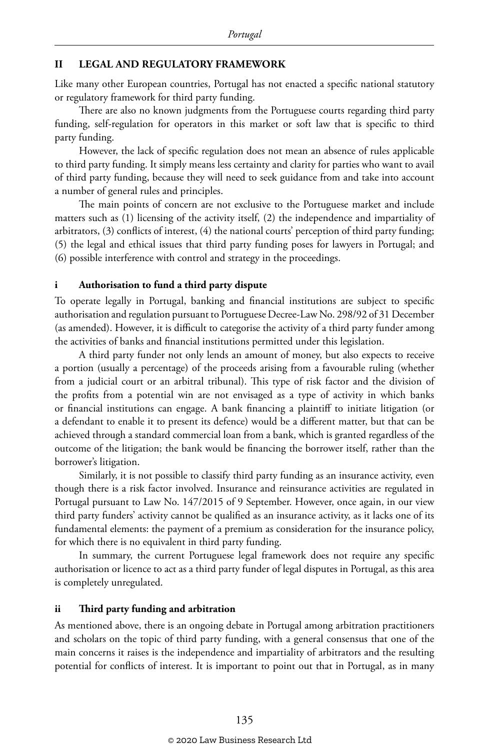## II LEGAL AND REGULATORY FRAMEWORK

Like many other European countries, Portugal has not enacted a specific national statutory or regulatory framework for third party funding.

There are also no known judgments from the Portuguese courts regarding third party funding, self-regulation for operators in this market or soft law that is specific to third party funding.

However, the lack of specific regulation does not mean an absence of rules applicable to third party funding. It simply means less certainty and clarity for parties who want to avail of third party funding, because they will need to seek guidance from and take into account a number of general rules and principles.

The main points of concern are not exclusive to the Portuguese market and include matters such as (1) licensing of the activity itself, (2) the independence and impartiality of arbitrators, (3) conflicts of interest, (4) the national courts' perception of third party funding; (5) the legal and ethical issues that third party funding poses for lawyers in Portugal; and (6) possible interference with control and strategy in the proceedings.

### i Authorisation to fund a third party dispute

To operate legally in Portugal, banking and financial institutions are subject to specific authorisation and regulation pursuant to Portuguese Decree-Law No. 298/92 of 31 December (as amended). However, it is difficult to categorise the activity of a third party funder among the activities of banks and financial institutions permitted under this legislation.

A third party funder not only lends an amount of money, but also expects to receive a portion (usually a percentage) of the proceeds arising from a favourable ruling (whether from a judicial court or an arbitral tribunal). This type of risk factor and the division of the profits from a potential win are not envisaged as a type of activity in which banks or financial institutions can engage. A bank financing a plaintiff to initiate litigation (or a defendant to enable it to present its defence) would be a different matter, but that can be achieved through a standard commercial loan from a bank, which is granted regardless of the outcome of the litigation; the bank would be financing the borrower itself, rather than the borrower's litigation.

Similarly, it is not possible to classify third party funding as an insurance activity, even though there is a risk factor involved. Insurance and reinsurance activities are regulated in Portugal pursuant to Law No. 147/2015 of 9 September. However, once again, in our view third party funders' activity cannot be qualified as an insurance activity, as it lacks one of its fundamental elements: the payment of a premium as consideration for the insurance policy, for which there is no equivalent in third party funding.

In summary, the current Portuguese legal framework does not require any specific authorisation or licence to act as a third party funder of legal disputes in Portugal, as this area is completely unregulated.

### ii Third party funding and arbitration

As mentioned above, there is an ongoing debate in Portugal among arbitration practitioners and scholars on the topic of third party funding, with a general consensus that one of the main concerns it raises is the independence and impartiality of arbitrators and the resulting potential for conflicts of interest. It is important to point out that in Portugal, as in many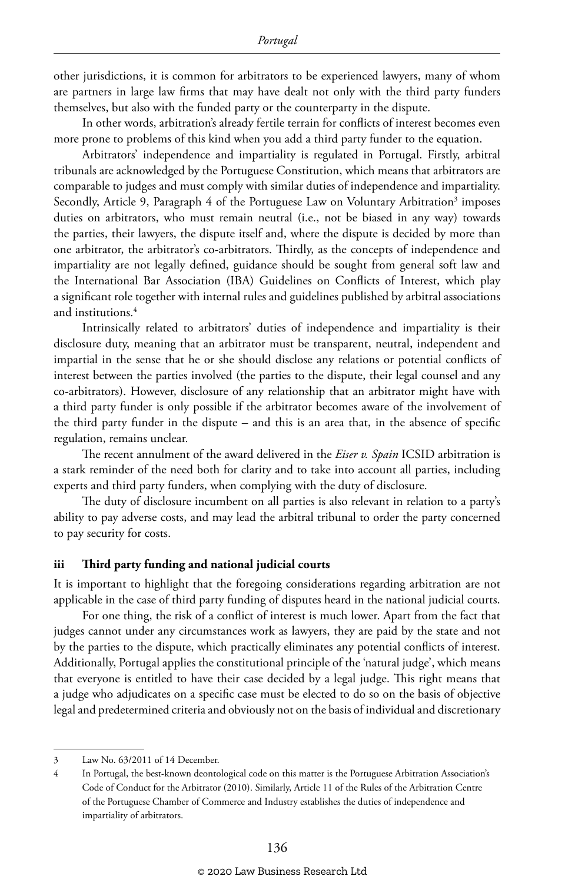other jurisdictions, it is common for arbitrators to be experienced lawyers, many of whom are partners in large law firms that may have dealt not only with the third party funders themselves, but also with the funded party or the counterparty in the dispute.

In other words, arbitration's already fertile terrain for conflicts of interest becomes even more prone to problems of this kind when you add a third party funder to the equation.

Arbitrators' independence and impartiality is regulated in Portugal. Firstly, arbitral tribunals are acknowledged by the Portuguese Constitution, which means that arbitrators are comparable to judges and must comply with similar duties of independence and impartiality. Secondly, Article 9, Paragraph 4 of the Portuguese Law on Voluntary Arbitration[3] imposes duties on arbitrators, who must remain neutral (i.e., not be biased in any way) towards the parties, their lawyers, the dispute itself and, where the dispute is decided by more than one arbitrator, the arbitrator's co-arbitrators. Thirdly, as the concepts of independence and impartiality are not legally defined, guidance should be sought from general soft law and the International Bar Association (IBA) Guidelines on Conflicts of Interest, which play a significant role together with internal rules and guidelines published by arbitral associations and institutions.[4]

Intrinsically related to arbitrators' duties of independence and impartiality is their disclosure duty, meaning that an arbitrator must be transparent, neutral, independent and impartial in the sense that he or she should disclose any relations or potential conflicts of interest between the parties involved (the parties to the dispute, their legal counsel and any co-arbitrators). However, disclosure of any relationship that an arbitrator might have with a third party funder is only possible if the arbitrator becomes aware of the involvement of the third party funder in the dispute – and this is an area that, in the absence of specific regulation, remains unclear.

The recent annulment of the award delivered in the *Eiser v. Spain* ICSID arbitration is a stark reminder of the need both for clarity and to take into account all parties, including experts and third party funders, when complying with the duty of disclosure.

The duty of disclosure incumbent on all parties is also relevant in relation to a party's ability to pay adverse costs, and may lead the arbitral tribunal to order the party concerned to pay security for costs.

### iii Third party funding and national judicial courts

It is important to highlight that the foregoing considerations regarding arbitration are not applicable in the case of third party funding of disputes heard in the national judicial courts.

For one thing, the risk of a conflict of interest is much lower. Apart from the fact that judges cannot under any circumstances work as lawyers, they are paid by the state and not by the parties to the dispute, which practically eliminates any potential conflicts of interest. Additionally, Portugal applies the constitutional principle of the 'natural judge', which means that everyone is entitled to have their case decided by a legal judge. This right means that a judge who adjudicates on a specific case must be elected to do so on the basis of objective legal and predetermined criteria and obviously not on the basis of individual and discretionary

---

3 Law No. 63/2011 of 14 December.

4 In Portugal, the best-known deontological code on this matter is the Portuguese Arbitration Association's Code of Conduct for the Arbitrator (2010). Similarly, Article 11 of the Rules of the Arbitration Centre of the Portuguese Chamber of Commerce and Industry establishes the duties of independence and impartiality of arbitrators.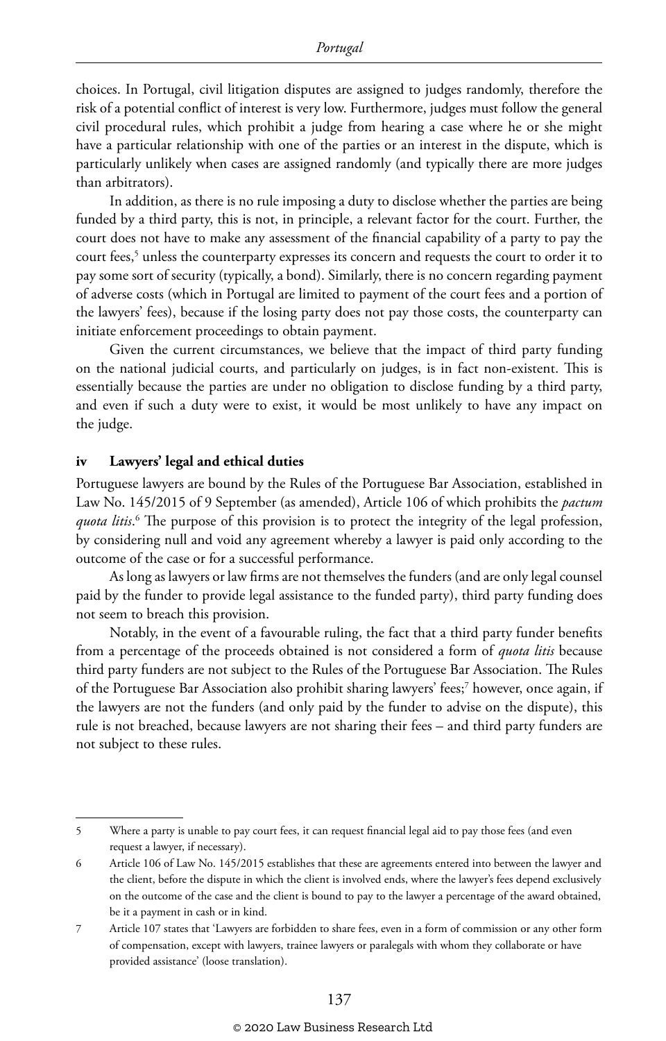choices. In Portugal, civil litigation disputes are assigned to judges randomly, therefore the risk of a potential conflict of interest is very low. Furthermore, judges must follow the general civil procedural rules, which prohibit a judge from hearing a case where he or she might have a particular relationship with one of the parties or an interest in the dispute, which is particularly unlikely when cases are assigned randomly (and typically there are more judges than arbitrators).

In addition, as there is no rule imposing a duty to disclose whether the parties are being funded by a third party, this is not, in principle, a relevant factor for the court. Further, the court does not have to make any assessment of the financial capability of a party to pay the court fees,[5] unless the counterparty expresses its concern and requests the court to order it to pay some sort of security (typically, a bond). Similarly, there is no concern regarding payment of adverse costs (which in Portugal are limited to payment of the court fees and a portion of the lawyers' fees), because if the losing party does not pay those costs, the counterparty can initiate enforcement proceedings to obtain payment.

Given the current circumstances, we believe that the impact of third party funding on the national judicial courts, and particularly on judges, is in fact non-existent. This is essentially because the parties are under no obligation to disclose funding by a third party, and even if such a duty were to exist, it would be most unlikely to have any impact on the judge.

### iv Lawyers' legal and ethical duties

Portuguese lawyers are bound by the Rules of the Portuguese Bar Association, established in Law No. 145/2015 of 9 September (as amended), Article 106 of which prohibits the *pactum quota litis*.[6] The purpose of this provision is to protect the integrity of the legal profession, by considering null and void any agreement whereby a lawyer is paid only according to the outcome of the case or for a successful performance.

As long as lawyers or law firms are not themselves the funders (and are only legal counsel paid by the funder to provide legal assistance to the funded party), third party funding does not seem to breach this provision.

Notably, in the event of a favourable ruling, the fact that a third party funder benefits from a percentage of the proceeds obtained is not considered a form of *quota litis* because third party funders are not subject to the Rules of the Portuguese Bar Association. The Rules of the Portuguese Bar Association also prohibit sharing lawyers' fees;[7] however, once again, if the lawyers are not the funders (and only paid by the funder to advise on the dispute), this rule is not breached, because lawyers are not sharing their fees – and third party funders are not subject to these rules.

---

5 Where a party is unable to pay court fees, it can request financial legal aid to pay those fees (and even request a lawyer, if necessary).

6 Article 106 of Law No. 145/2015 establishes that these are agreements entered into between the lawyer and the client, before the dispute in which the client is involved ends, where the lawyer's fees depend exclusively on the outcome of the case and the client is bound to pay to the lawyer a percentage of the award obtained, be it a payment in cash or in kind.

7 Article 107 states that 'Lawyers are forbidden to share fees, even in a form of commission or any other form of compensation, except with lawyers, trainee lawyers or paralegals with whom they collaborate or have provided assistance' (loose translation).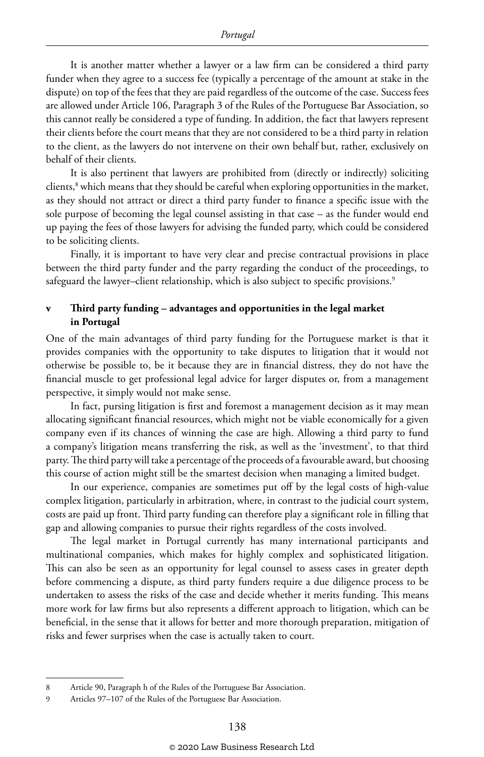It is another matter whether a lawyer or a law firm can be considered a third party funder when they agree to a success fee (typically a percentage of the amount at stake in the dispute) on top of the fees that they are paid regardless of the outcome of the case. Success fees are allowed under Article 106, Paragraph 3 of the Rules of the Portuguese Bar Association, so this cannot really be considered a type of funding. In addition, the fact that lawyers represent their clients before the court means that they are not considered to be a third party in relation to the client, as the lawyers do not intervene on their own behalf but, rather, exclusively on behalf of their clients.

It is also pertinent that lawyers are prohibited from (directly or indirectly) soliciting clients,[8] which means that they should be careful when exploring opportunities in the market, as they should not attract or direct a third party funder to finance a specific issue with the sole purpose of becoming the legal counsel assisting in that case – as the funder would end up paying the fees of those lawyers for advising the funded party, which could be considered to be soliciting clients.

Finally, it is important to have very clear and precise contractual provisions in place between the third party funder and the party regarding the conduct of the proceedings, to safeguard the lawyer–client relationship, which is also subject to specific provisions.[9]

### v Third party funding – advantages and opportunities in the legal market in Portugal

One of the main advantages of third party funding for the Portuguese market is that it provides companies with the opportunity to take disputes to litigation that it would not otherwise be possible to, be it because they are in financial distress, they do not have the financial muscle to get professional legal advice for larger disputes or, from a management perspective, it simply would not make sense.

In fact, pursing litigation is first and foremost a management decision as it may mean allocating significant financial resources, which might not be viable economically for a given company even if its chances of winning the case are high. Allowing a third party to fund a company's litigation means transferring the risk, as well as the 'investment', to that third party. The third party will take a percentage of the proceeds of a favourable award, but choosing this course of action might still be the smartest decision when managing a limited budget.

In our experience, companies are sometimes put off by the legal costs of high-value complex litigation, particularly in arbitration, where, in contrast to the judicial court system, costs are paid up front. Third party funding can therefore play a significant role in filling that gap and allowing companies to pursue their rights regardless of the costs involved.

The legal market in Portugal currently has many international participants and multinational companies, which makes for highly complex and sophisticated litigation. This can also be seen as an opportunity for legal counsel to assess cases in greater depth before commencing a dispute, as third party funders require a due diligence process to be undertaken to assess the risks of the case and decide whether it merits funding. This means more work for law firms but also represents a different approach to litigation, which can be beneficial, in the sense that it allows for better and more thorough preparation, mitigation of risks and fewer surprises when the case is actually taken to court.

---

8 Article 90, Paragraph h of the Rules of the Portuguese Bar Association.

9 Articles 97–107 of the Rules of the Portuguese Bar Association.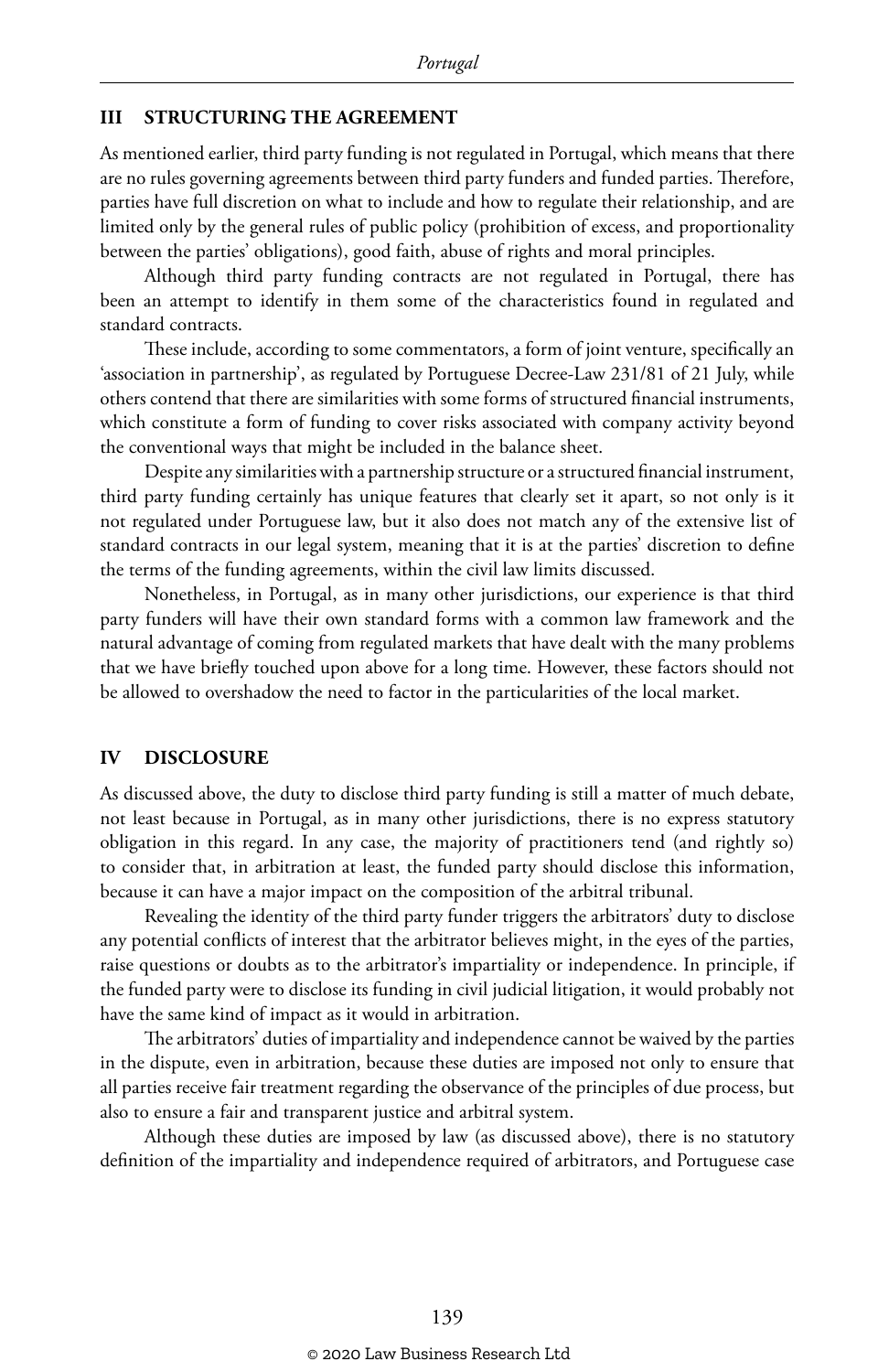## III STRUCTURING THE AGREEMENT

As mentioned earlier, third party funding is not regulated in Portugal, which means that there are no rules governing agreements between third party funders and funded parties. Therefore, parties have full discretion on what to include and how to regulate their relationship, and are limited only by the general rules of public policy (prohibition of excess, and proportionality between the parties' obligations), good faith, abuse of rights and moral principles.

Although third party funding contracts are not regulated in Portugal, there has been an attempt to identify in them some of the characteristics found in regulated and standard contracts.

These include, according to some commentators, a form of joint venture, specifically an 'association in partnership', as regulated by Portuguese Decree-Law 231/81 of 21 July, while others contend that there are similarities with some forms of structured financial instruments, which constitute a form of funding to cover risks associated with company activity beyond the conventional ways that might be included in the balance sheet.

Despite any similarities with a partnership structure or a structured financial instrument, third party funding certainly has unique features that clearly set it apart, so not only is it not regulated under Portuguese law, but it also does not match any of the extensive list of standard contracts in our legal system, meaning that it is at the parties' discretion to define the terms of the funding agreements, within the civil law limits discussed.

Nonetheless, in Portugal, as in many other jurisdictions, our experience is that third party funders will have their own standard forms with a common law framework and the natural advantage of coming from regulated markets that have dealt with the many problems that we have briefly touched upon above for a long time. However, these factors should not be allowed to overshadow the need to factor in the particularities of the local market.

## IV DISCLOSURE

As discussed above, the duty to disclose third party funding is still a matter of much debate, not least because in Portugal, as in many other jurisdictions, there is no express statutory obligation in this regard. In any case, the majority of practitioners tend (and rightly so) to consider that, in arbitration at least, the funded party should disclose this information, because it can have a major impact on the composition of the arbitral tribunal.

Revealing the identity of the third party funder triggers the arbitrators' duty to disclose any potential conflicts of interest that the arbitrator believes might, in the eyes of the parties, raise questions or doubts as to the arbitrator's impartiality or independence. In principle, if the funded party were to disclose its funding in civil judicial litigation, it would probably not have the same kind of impact as it would in arbitration.

The arbitrators' duties of impartiality and independence cannot be waived by the parties in the dispute, even in arbitration, because these duties are imposed not only to ensure that all parties receive fair treatment regarding the observance of the principles of due process, but also to ensure a fair and transparent justice and arbitral system.

Although these duties are imposed by law (as discussed above), there is no statutory definition of the impartiality and independence required of arbitrators, and Portuguese case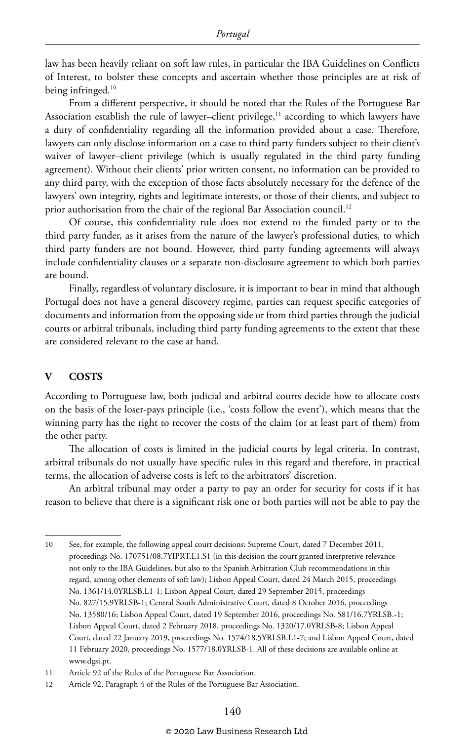law has been heavily reliant on soft law rules, in particular the IBA Guidelines on Conflicts of Interest, to bolster these concepts and ascertain whether those principles are at risk of being infringed.[10]

From a different perspective, it should be noted that the Rules of the Portuguese Bar Association establish the rule of lawyer–client privilege,[11] according to which lawyers have a duty of confidentiality regarding all the information provided about a case. Therefore, lawyers can only disclose information on a case to third party funders subject to their client's waiver of lawyer–client privilege (which is usually regulated in the third party funding agreement). Without their clients' prior written consent, no information can be provided to any third party, with the exception of those facts absolutely necessary for the defence of the lawyers' own integrity, rights and legitimate interests, or those of their clients, and subject to prior authorisation from the chair of the regional Bar Association council.[12]

Of course, this confidentiality rule does not extend to the funded party or to the third party funder, as it arises from the nature of the lawyer's professional duties, to which third party funders are not bound. However, third party funding agreements will always include confidentiality clauses or a separate non-disclosure agreement to which both parties are bound.

Finally, regardless of voluntary disclosure, it is important to bear in mind that although Portugal does not have a general discovery regime, parties can request specific categories of documents and information from the opposing side or from third parties through the judicial courts or arbitral tribunals, including third party funding agreements to the extent that these are considered relevant to the case at hand.

## V COSTS

According to Portuguese law, both judicial and arbitral courts decide how to allocate costs on the basis of the loser-pays principle (i.e., 'costs follow the event'), which means that the winning party has the right to recover the costs of the claim (or at least part of them) from the other party.

The allocation of costs is limited in the judicial courts by legal criteria. In contrast, arbitral tribunals do not usually have specific rules in this regard and therefore, in practical terms, the allocation of adverse costs is left to the arbitrators' discretion.

An arbitral tribunal may order a party to pay an order for security for costs if it has reason to believe that there is a significant risk one or both parties will not be able to pay the

---

10 See, for example, the following appeal court decisions: Supreme Court, dated 7 December 2011, proceedings No. 170751/08.7YIPRT.L1.S1 (in this decision the court granted interpretive relevance not only to the IBA Guidelines, but also to the Spanish Arbitration Club recommendations in this regard, among other elements of soft law); Lisbon Appeal Court, dated 24 March 2015, proceedings No. 1361/14.0YRLSB.L1-1; Lisbon Appeal Court, dated 29 September 2015, proceedings No. 827/15.9YRLSB-1; Central South Administrative Court, dated 8 October 2016, proceedings No. 13580/16; Lisbon Appeal Court, dated 19 September 2016, proceedings No. 581/16.7YRLSB.-1; Lisbon Appeal Court, dated 2 February 2018, proceedings No. 1320/17.0YRLSB-8; Lisbon Appeal Court, dated 22 January 2019, proceedings No. 1574/18.5YRLSB.L1-7; and Lisbon Appeal Court, dated 11 February 2020, proceedings No. 1577/18.0YRLSB-1. All of these decisions are available online at www.dgsi.pt.

11 Article 92 of the Rules of the Portuguese Bar Association.

12 Article 92, Paragraph 4 of the Rules of the Portuguese Bar Association.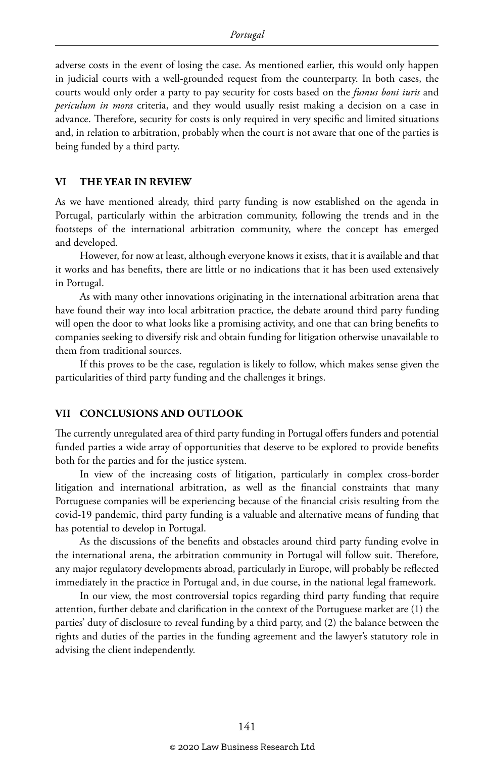adverse costs in the event of losing the case. As mentioned earlier, this would only happen in judicial courts with a well-grounded request from the counterparty. In both cases, the courts would only order a party to pay security for costs based on the *fumus boni iuris* and *periculum in mora* criteria, and they would usually resist making a decision on a case in advance. Therefore, security for costs is only required in very specific and limited situations and, in relation to arbitration, probably when the court is not aware that one of the parties is being funded by a third party.

## VI THE YEAR IN REVIEW

As we have mentioned already, third party funding is now established on the agenda in Portugal, particularly within the arbitration community, following the trends and in the footsteps of the international arbitration community, where the concept has emerged and developed.

However, for now at least, although everyone knows it exists, that it is available and that it works and has benefits, there are little or no indications that it has been used extensively in Portugal.

As with many other innovations originating in the international arbitration arena that have found their way into local arbitration practice, the debate around third party funding will open the door to what looks like a promising activity, and one that can bring benefits to companies seeking to diversify risk and obtain funding for litigation otherwise unavailable to them from traditional sources.

If this proves to be the case, regulation is likely to follow, which makes sense given the particularities of third party funding and the challenges it brings.

## VII CONCLUSIONS AND OUTLOOK

The currently unregulated area of third party funding in Portugal offers funders and potential funded parties a wide array of opportunities that deserve to be explored to provide benefits both for the parties and for the justice system.

In view of the increasing costs of litigation, particularly in complex cross-border litigation and international arbitration, as well as the financial constraints that many Portuguese companies will be experiencing because of the financial crisis resulting from the covid-19 pandemic, third party funding is a valuable and alternative means of funding that has potential to develop in Portugal.

As the discussions of the benefits and obstacles around third party funding evolve in the international arena, the arbitration community in Portugal will follow suit. Therefore, any major regulatory developments abroad, particularly in Europe, will probably be reflected immediately in the practice in Portugal and, in due course, in the national legal framework.

In our view, the most controversial topics regarding third party funding that require attention, further debate and clarification in the context of the Portuguese market are (1) the parties' duty of disclosure to reveal funding by a third party, and (2) the balance between the rights and duties of the parties in the funding agreement and the lawyer's statutory role in advising the client independently.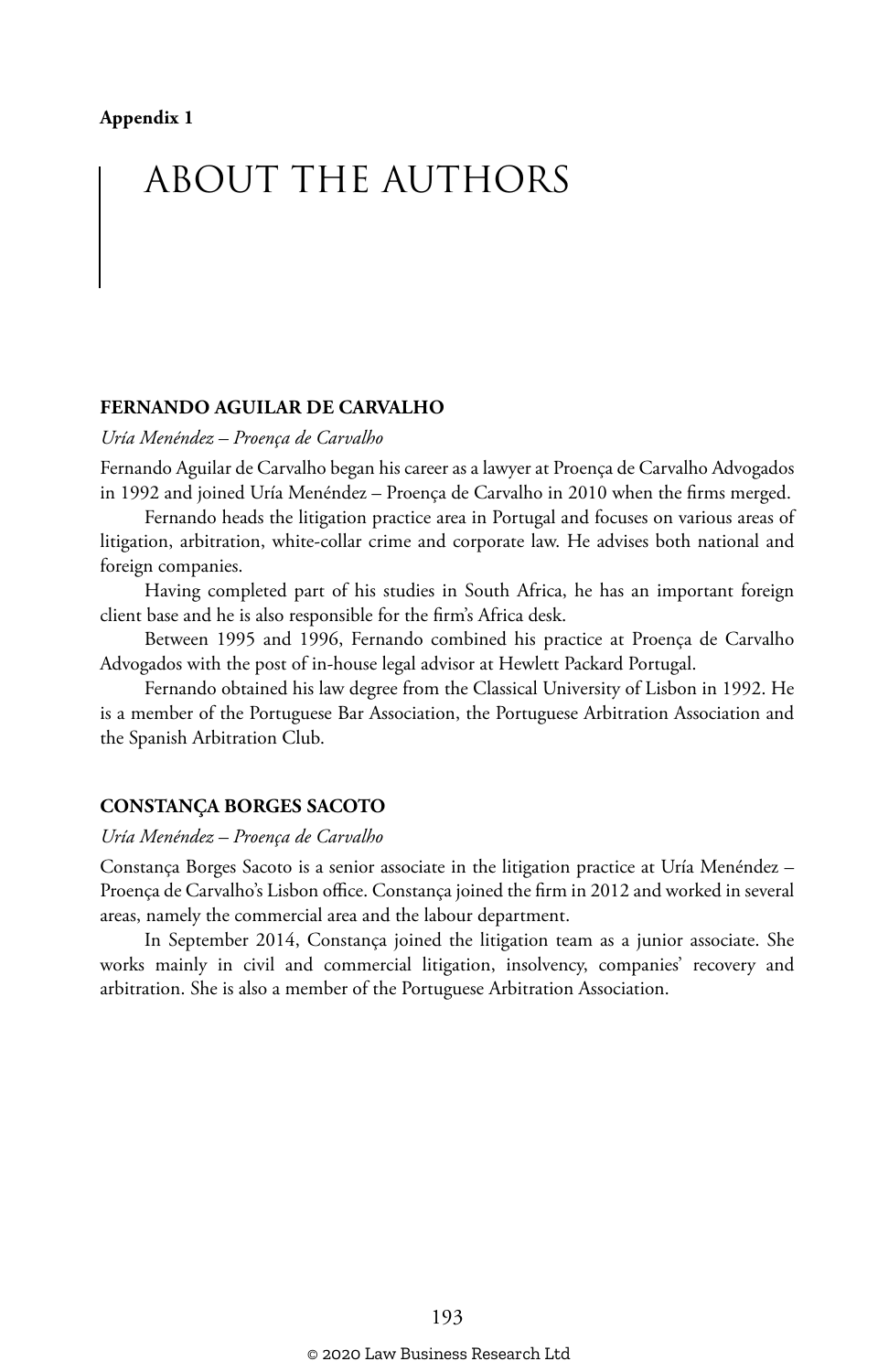**Appendix 1**

# ABOUT THE AUTHORS

## FERNANDO AGUILAR DE CARVALHO

*Uría Menéndez – Proença de Carvalho*

Fernando Aguilar de Carvalho began his career as a lawyer at Proença de Carvalho Advogados in 1992 and joined Uría Menéndez – Proença de Carvalho in 2010 when the firms merged.

Fernando heads the litigation practice area in Portugal and focuses on various areas of litigation, arbitration, white-collar crime and corporate law. He advises both national and foreign companies.

Having completed part of his studies in South Africa, he has an important foreign client base and he is also responsible for the firm's Africa desk.

Between 1995 and 1996, Fernando combined his practice at Proença de Carvalho Advogados with the post of in-house legal advisor at Hewlett Packard Portugal.

Fernando obtained his law degree from the Classical University of Lisbon in 1992. He is a member of the Portuguese Bar Association, the Portuguese Arbitration Association and the Spanish Arbitration Club.

## CONSTANÇA BORGES SACOTO

*Uría Menéndez – Proença de Carvalho*

Constança Borges Sacoto is a senior associate in the litigation practice at Uría Menéndez – Proença de Carvalho's Lisbon office. Constança joined the firm in 2012 and worked in several areas, namely the commercial area and the labour department.

In September 2014, Constança joined the litigation team as a junior associate. She works mainly in civil and commercial litigation, insolvency, companies' recovery and arbitration. She is also a member of the Portuguese Arbitration Association.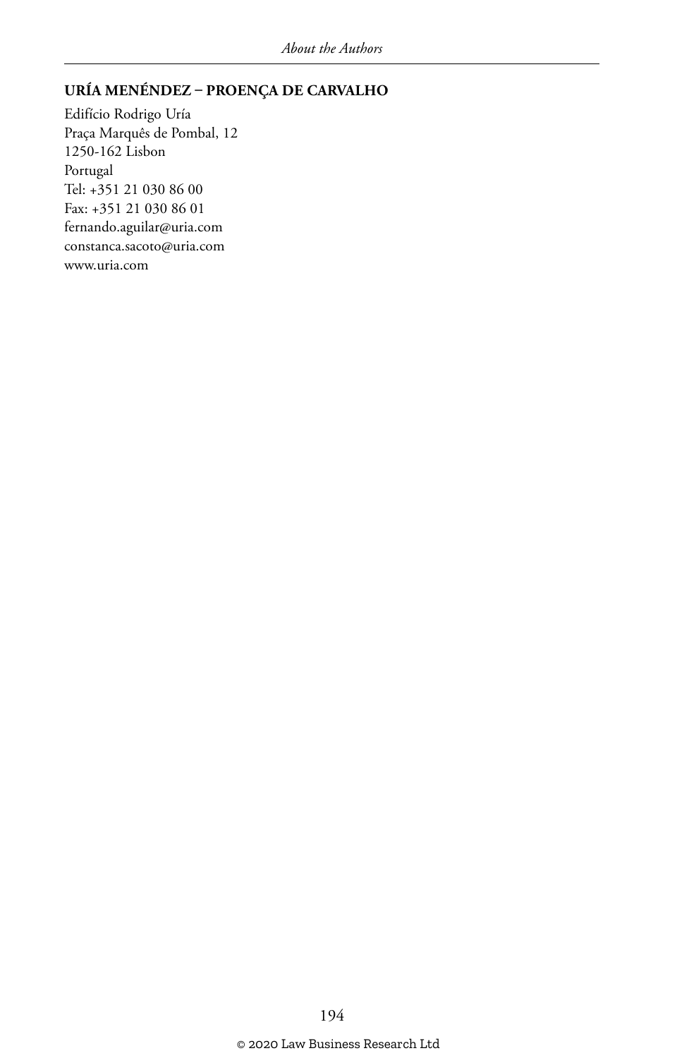**URÍA MENÉNDEZ – PROENÇA DE CARVALHO**

Edifício Rodrigo Uría
Praça Marquês de Pombal, 12
1250-162 Lisbon
Portugal
Tel: +351 21 030 86 00
Fax: +351 21 030 86 01
fernando.aguilar@uria.com
constanca.sacoto@uria.com
www.uria.com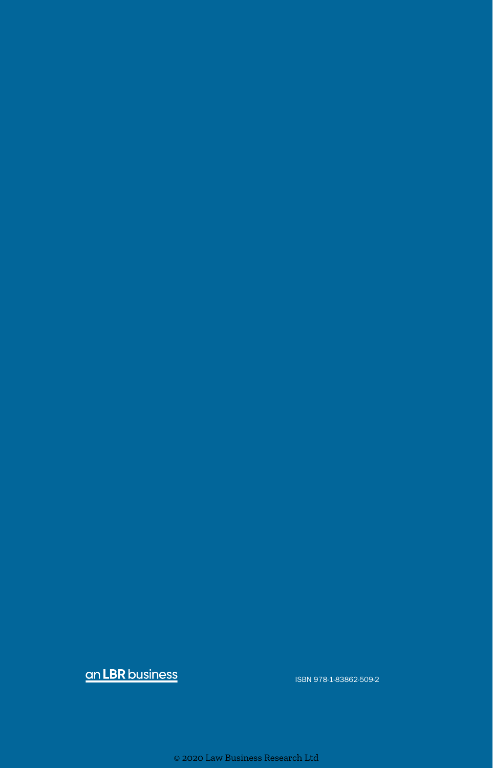an LBR business

ISBN 978-1-83862-509-2

© 2020 Law Business Research Ltd